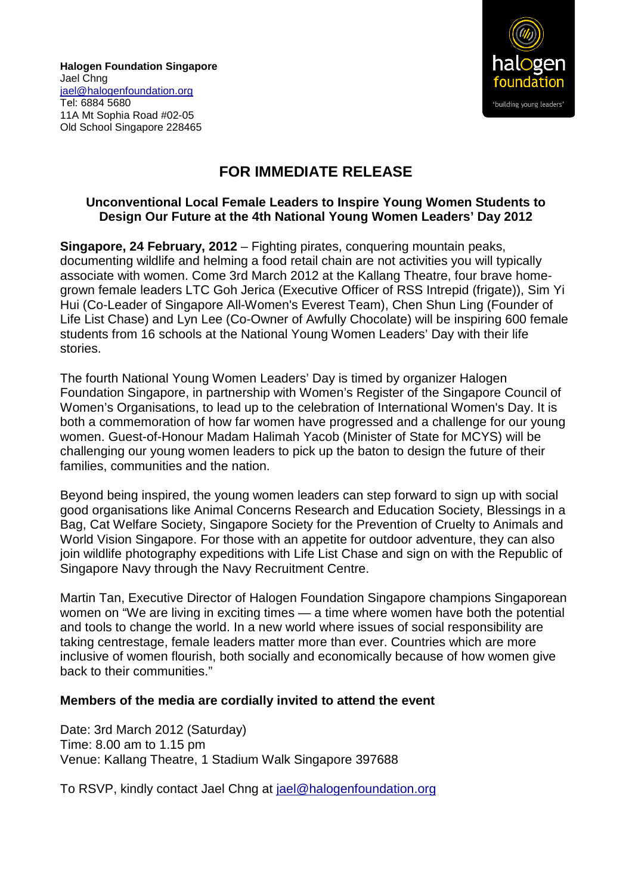**Halogen Foundation Singapore**
Jael Chng
jael@halogenfoundation.org
Tel: 6884 5680
11A Mt Sophia Road #02-05
Old School Singapore 228465

halogen foundation
'building young leaders'

# FOR IMMEDIATE RELEASE

**Unconventional Local Female Leaders to Inspire Young Women Students to Design Our Future at the 4th National Young Women Leaders' Day 2012**

**Singapore, 24 February, 2012** – Fighting pirates, conquering mountain peaks, documenting wildlife and helming a food retail chain are not activities you will typically associate with women. Come 3rd March 2012 at the Kallang Theatre, four brave home-grown female leaders LTC Goh Jerica (Executive Officer of RSS Intrepid (frigate)), Sim Yi Hui (Co-Leader of Singapore All-Women's Everest Team), Chen Shun Ling (Founder of Life List Chase) and Lyn Lee (Co-Owner of Awfully Chocolate) will be inspiring 600 female students from 16 schools at the National Young Women Leaders' Day with their life stories.

The fourth National Young Women Leaders' Day is timed by organizer Halogen Foundation Singapore, in partnership with Women's Register of the Singapore Council of Women's Organisations, to lead up to the celebration of International Women's Day. It is both a commemoration of how far women have progressed and a challenge for our young women. Guest-of-Honour Madam Halimah Yacob (Minister of State for MCYS) will be challenging our young women leaders to pick up the baton to design the future of their families, communities and the nation.

Beyond being inspired, the young women leaders can step forward to sign up with social good organisations like Animal Concerns Research and Education Society, Blessings in a Bag, Cat Welfare Society, Singapore Society for the Prevention of Cruelty to Animals and World Vision Singapore. For those with an appetite for outdoor adventure, they can also join wildlife photography expeditions with Life List Chase and sign on with the Republic of Singapore Navy through the Navy Recruitment Centre.

Martin Tan, Executive Director of Halogen Foundation Singapore champions Singaporean women on "We are living in exciting times — a time where women have both the potential and tools to change the world. In a new world where issues of social responsibility are taking centrestage, female leaders matter more than ever. Countries which are more inclusive of women flourish, both socially and economically because of how women give back to their communities."

**Members of the media are cordially invited to attend the event**

Date: 3rd March 2012 (Saturday)
Time: 8.00 am to 1.15 pm
Venue: Kallang Theatre, 1 Stadium Walk Singapore 397688

To RSVP, kindly contact Jael Chng at jael@halogenfoundation.org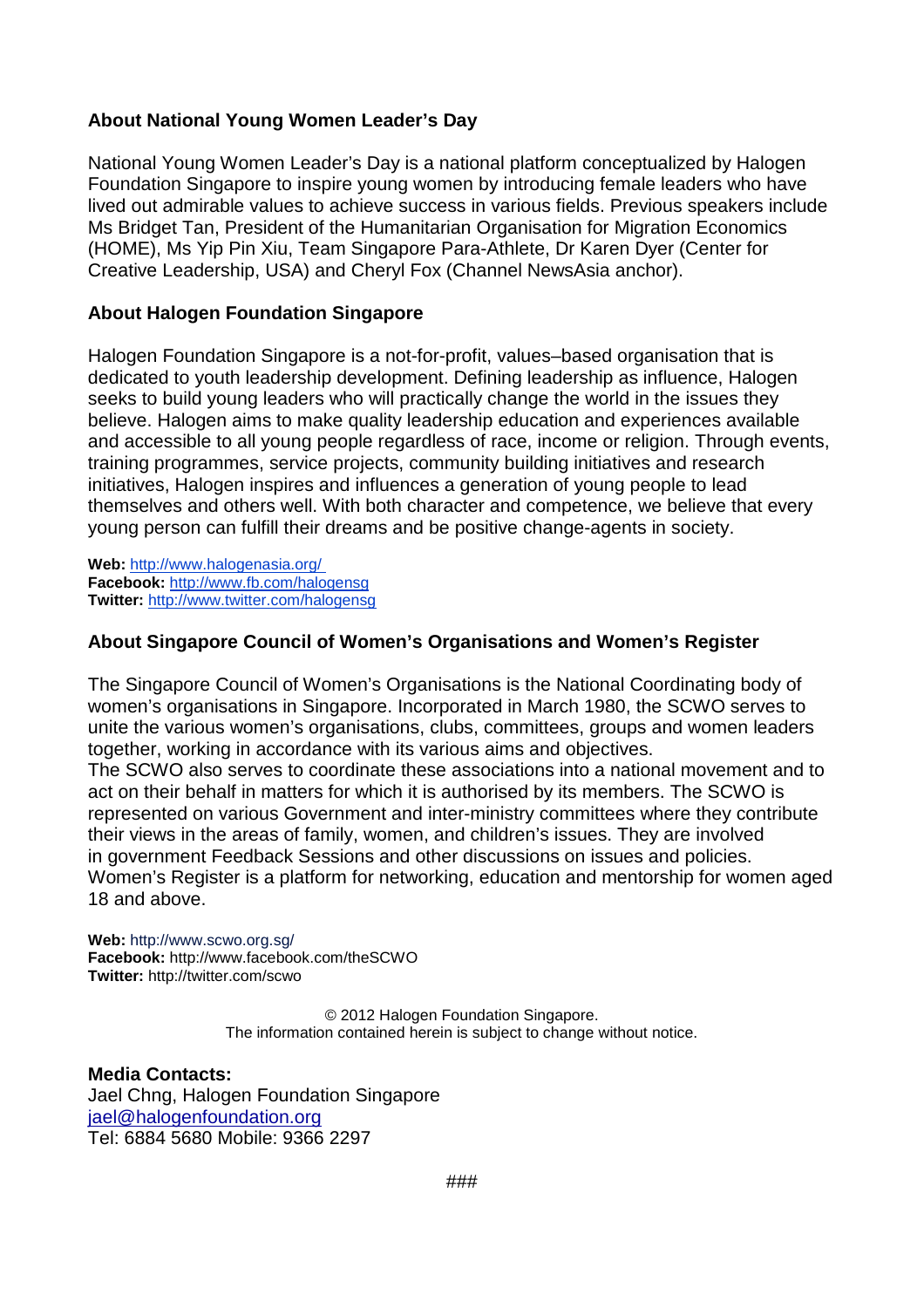## About National Young Women Leader's Day

National Young Women Leader's Day is a national platform conceptualized by Halogen Foundation Singapore to inspire young women by introducing female leaders who have lived out admirable values to achieve success in various fields. Previous speakers include Ms Bridget Tan, President of the Humanitarian Organisation for Migration Economics (HOME), Ms Yip Pin Xiu, Team Singapore Para-Athlete, Dr Karen Dyer (Center for Creative Leadership, USA) and Cheryl Fox (Channel NewsAsia anchor).

## About Halogen Foundation Singapore

Halogen Foundation Singapore is a not-for-profit, values–based organisation that is dedicated to youth leadership development. Defining leadership as influence, Halogen seeks to build young leaders who will practically change the world in the issues they believe. Halogen aims to make quality leadership education and experiences available and accessible to all young people regardless of race, income or religion. Through events, training programmes, service projects, community building initiatives and research initiatives, Halogen inspires and influences a generation of young people to lead themselves and others well. With both character and competence, we believe that every young person can fulfill their dreams and be positive change-agents in society.

**Web:** http://www.halogenasia.org/
**Facebook:** http://www.fb.com/halogensg
**Twitter:** http://www.twitter.com/halogensg

## About Singapore Council of Women's Organisations and Women's Register

The Singapore Council of Women's Organisations is the National Coordinating body of women's organisations in Singapore. Incorporated in March 1980, the SCWO serves to unite the various women's organisations, clubs, committees, groups and women leaders together, working in accordance with its various aims and objectives.
The SCWO also serves to coordinate these associations into a national movement and to act on their behalf in matters for which it is authorised by its members. The SCWO is represented on various Government and inter-ministry committees where they contribute their views in the areas of family, women, and children's issues. They are involved in government Feedback Sessions and other discussions on issues and policies.
Women's Register is a platform for networking, education and mentorship for women aged 18 and above.

**Web:** http://www.scwo.org.sg/
**Facebook:** http://www.facebook.com/theSCWO
**Twitter:** http://twitter.com/scwo

© 2012 Halogen Foundation Singapore.
The information contained herein is subject to change without notice.

**Media Contacts:**
Jael Chng, Halogen Foundation Singapore
jael@halogenfoundation.org
Tel: 6884 5680 Mobile: 9366 2297

###